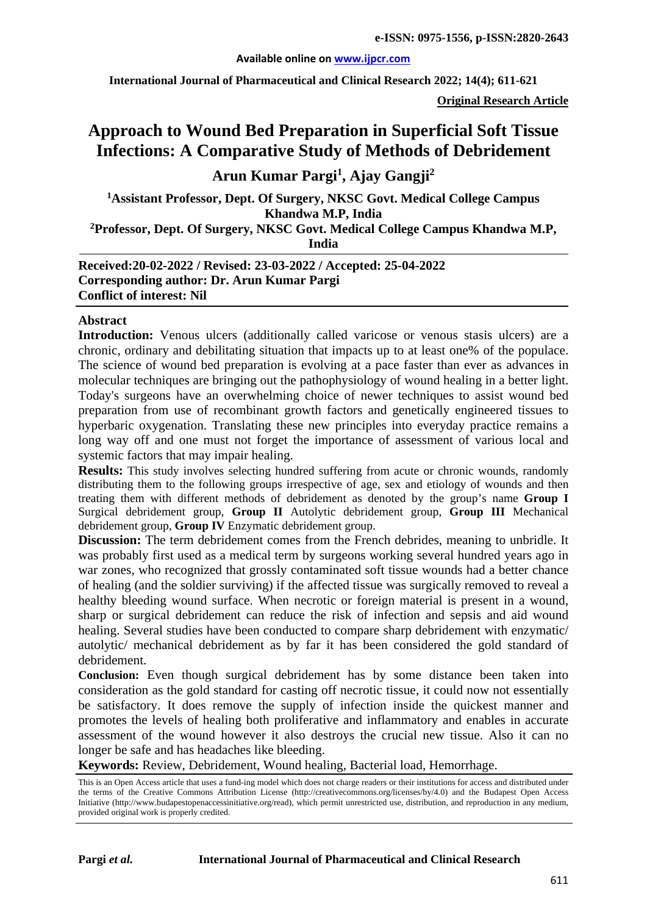**Available online on www.ijpcr.com**

**Original Research Article**

# Approach to Wound Bed Preparation in Superficial Soft Tissue Infections: A Comparative Study of Methods of Debridement

## Arun Kumar Pargi[1], Ajay Gangji[2]

**[1]Assistant Professor, Dept. Of Surgery, NKSC Govt. Medical College Campus Khandwa M.P, India**

**[2]Professor, Dept. Of Surgery, NKSC Govt. Medical College Campus Khandwa M.P, India**

**Received:20-02-2022 / Revised: 23-03-2022 / Accepted: 25-04-2022**
**Corresponding author: Dr. Arun Kumar Pargi**
**Conflict of interest: Nil**

## Abstract

**Introduction:** Venous ulcers (additionally called varicose or venous stasis ulcers) are a chronic, ordinary and debilitating situation that impacts up to at least one% of the populace. The science of wound bed preparation is evolving at a pace faster than ever as advances in molecular techniques are bringing out the pathophysiology of wound healing in a better light. Today's surgeons have an overwhelming choice of newer techniques to assist wound bed preparation from use of recombinant growth factors and genetically engineered tissues to hyperbaric oxygenation. Translating these new principles into everyday practice remains a long way off and one must not forget the importance of assessment of various local and systemic factors that may impair healing.

**Results:** This study involves selecting hundred suffering from acute or chronic wounds, randomly distributing them to the following groups irrespective of age, sex and etiology of wounds and then treating them with different methods of debridement as denoted by the group's name **Group I** Surgical debridement group, **Group II** Autolytic debridement group, **Group III** Mechanical debridement group, **Group IV** Enzymatic debridement group.

**Discussion:** The term debridement comes from the French debrides, meaning to unbridle. It was probably first used as a medical term by surgeons working several hundred years ago in war zones, who recognized that grossly contaminated soft tissue wounds had a better chance of healing (and the soldier surviving) if the affected tissue was surgically removed to reveal a healthy bleeding wound surface. When necrotic or foreign material is present in a wound, sharp or surgical debridement can reduce the risk of infection and sepsis and aid wound healing. Several studies have been conducted to compare sharp debridement with enzymatic/ autolytic/ mechanical debridement as by far it has been considered the gold standard of debridement.

**Conclusion:** Even though surgical debridement has by some distance been taken into consideration as the gold standard for casting off necrotic tissue, it could now not essentially be satisfactory. It does remove the supply of infection inside the quickest manner and promotes the levels of healing both proliferative and inflammatory and enables in accurate assessment of the wound however it also destroys the crucial new tissue. Also it can no longer be safe and has headaches like bleeding.

**Keywords:** Review, Debridement, Wound healing, Bacterial load, Hemorrhage.

This is an Open Access article that uses a fund-ing model which does not charge readers or their institutions for access and distributed under the terms of the Creative Commons Attribution License (http://creativecommons.org/licenses/by/4.0) and the Budapest Open Access Initiative (http://www.budapestopenaccessinitiative.org/read), which permit unrestricted use, distribution, and reproduction in any medium, provided original work is properly credited.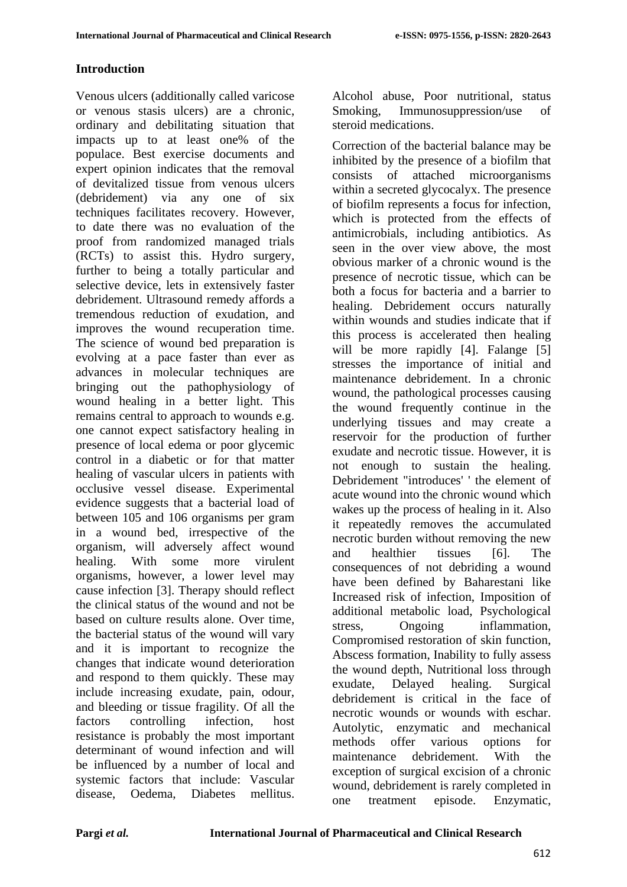## Introduction

Venous ulcers (additionally called varicose or venous stasis ulcers) are a chronic, ordinary and debilitating situation that impacts up to at least one% of the populace. Best exercise documents and expert opinion indicates that the removal of devitalized tissue from venous ulcers (debridement) via any one of six techniques facilitates recovery. However, to date there was no evaluation of the proof from randomized managed trials (RCTs) to assist this. Hydro surgery, further to being a totally particular and selective device, lets in extensively faster debridement. Ultrasound remedy affords a tremendous reduction of exudation, and improves the wound recuperation time. The science of wound bed preparation is evolving at a pace faster than ever as advances in molecular techniques are bringing out the pathophysiology of wound healing in a better light. This remains central to approach to wounds e.g. one cannot expect satisfactory healing in presence of local edema or poor glycemic control in a diabetic or for that matter healing of vascular ulcers in patients with occlusive vessel disease. Experimental evidence suggests that a bacterial load of between 105 and 106 organisms per gram in a wound bed, irrespective of the organism, will adversely affect wound healing. With some more virulent organisms, however, a lower level may cause infection [3]. Therapy should reflect the clinical status of the wound and not be based on culture results alone. Over time, the bacterial status of the wound will vary and it is important to recognize the changes that indicate wound deterioration and respond to them quickly. These may include increasing exudate, pain, odour, and bleeding or tissue fragility. Of all the factors controlling infection, host resistance is probably the most important determinant of wound infection and will be influenced by a number of local and systemic factors that include: Vascular disease, Oedema, Diabetes mellitus. Alcohol abuse, Poor nutritional, status Smoking, Immunosuppression/use of steroid medications.

Correction of the bacterial balance may be inhibited by the presence of a biofilm that consists of attached microorganisms within a secreted glycocalyx. The presence of biofilm represents a focus for infection, which is protected from the effects of antimicrobials, including antibiotics. As seen in the over view above, the most obvious marker of a chronic wound is the presence of necrotic tissue, which can be both a focus for bacteria and a barrier to healing. Debridement occurs naturally within wounds and studies indicate that if this process is accelerated then healing will be more rapidly [4]. Falange [5] stresses the importance of initial and maintenance debridement. In a chronic wound, the pathological processes causing the wound frequently continue in the underlying tissues and may create a reservoir for the production of further exudate and necrotic tissue. However, it is not enough to sustain the healing. Debridement "introduces' ' the element of acute wound into the chronic wound which wakes up the process of healing in it. Also it repeatedly removes the accumulated necrotic burden without removing the new and healthier tissues [6]. The consequences of not debriding a wound have been defined by Baharestani like Increased risk of infection, Imposition of additional metabolic load, Psychological stress, Ongoing inflammation, Compromised restoration of skin function, Abscess formation, Inability to fully assess the wound depth, Nutritional loss through exudate, Delayed healing. Surgical debridement is critical in the face of necrotic wounds or wounds with eschar. Autolytic, enzymatic and mechanical methods offer various options for maintenance debridement. With the exception of surgical excision of a chronic wound, debridement is rarely completed in one treatment episode. Enzymatic,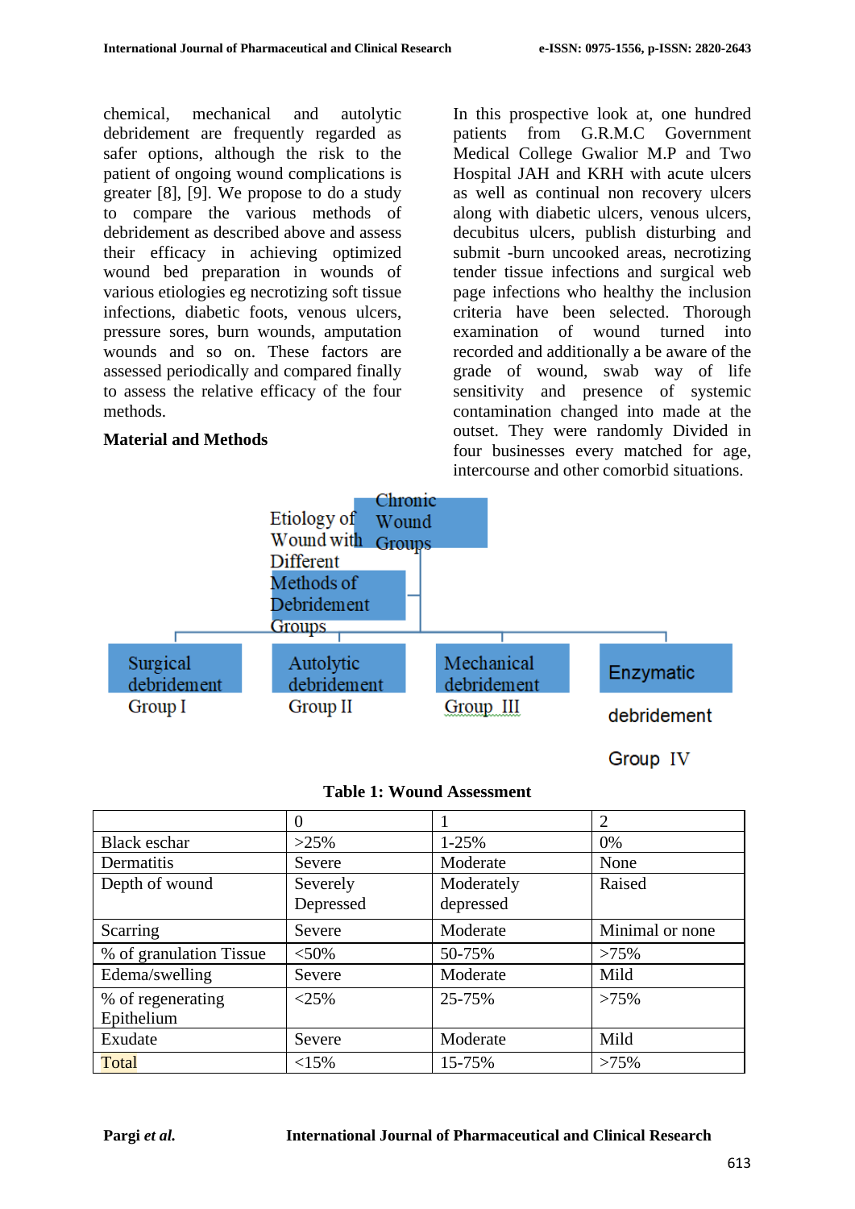chemical, mechanical and autolytic debridement are frequently regarded as safer options, although the risk to the patient of ongoing wound complications is greater [8], [9]. We propose to do a study to compare the various methods of debridement as described above and assess their efficacy in achieving optimized wound bed preparation in wounds of various etiologies eg necrotizing soft tissue infections, diabetic foots, venous ulcers, pressure sores, burn wounds, amputation wounds and so on. These factors are assessed periodically and compared finally to assess the relative efficacy of the four methods.

## Material and Methods

In this prospective look at, one hundred patients from G.R.M.C Government Medical College Gwalior M.P and Two Hospital JAH and KRH with acute ulcers as well as continual non recovery ulcers along with diabetic ulcers, venous ulcers, decubitus ulcers, publish disturbing and submit -burn uncooked areas, necrotizing tender tissue infections and surgical web page infections who healthy the inclusion criteria have been selected. Thorough examination of wound turned into recorded and additionally a be aware of the grade of wound, swab way of life sensitivity and presence of systemic contamination changed into made at the outset. They were randomly Divided in four businesses every matched for age, intercourse and other comorbid situations.

Etiology of Wound with Different Methods of Debridement Groups — Chronic Wound Groups

- Surgical debridement Group I
- Autolytic debridement Group II
- Mechanical debridement Group III
- Enzymatic debridement Group IV

**Table 1: Wound Assessment**

| | 0 | 1 | 2 |
|---|---|---|---|
| Black eschar | >25% | 1-25% | 0% |
| Dermatitis | Severe | Moderate | None |
| Depth of wound | Severely Depressed | Moderately depressed | Raised |
| Scarring | Severe | Moderate | Minimal or none |
| % of granulation Tissue | <50% | 50-75% | >75% |
| Edema/swelling | Severe | Moderate | Mild |
| % of regenerating Epithelium | <25% | 25-75% | >75% |
| Exudate | Severe | Moderate | Mild |
| Total | <15% | 15-75% | >75% |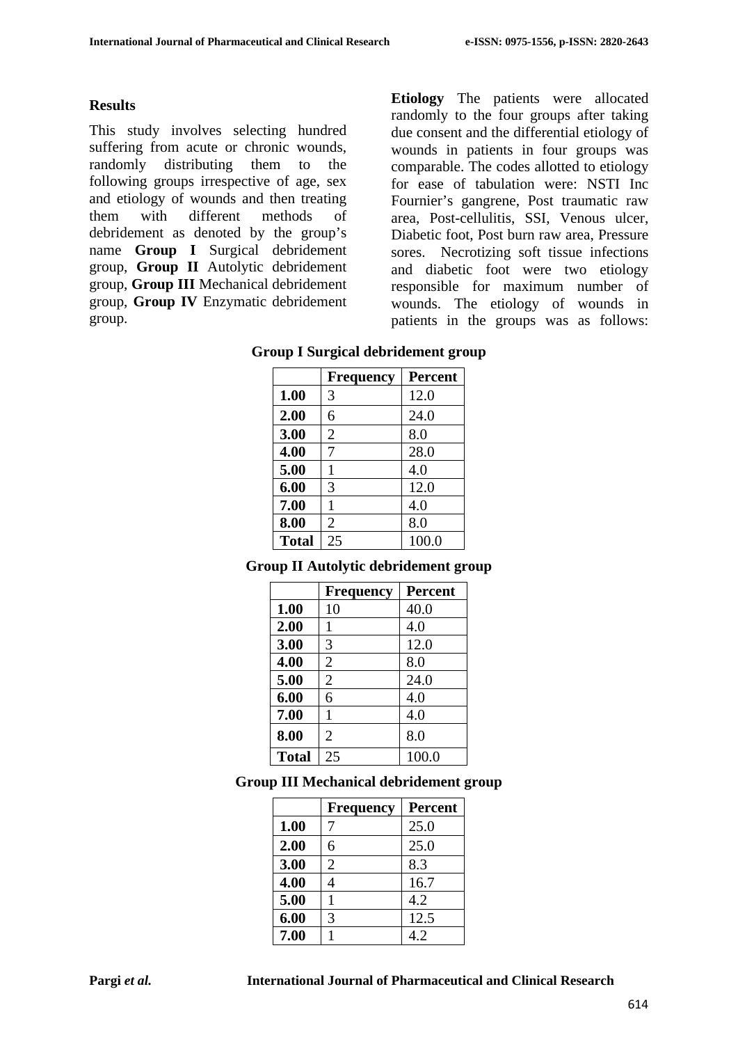## Results

This study involves selecting hundred suffering from acute or chronic wounds, randomly distributing them to the following groups irrespective of age, sex and etiology of wounds and then treating them with different methods of debridement as denoted by the group's name **Group I** Surgical debridement group, **Group II** Autolytic debridement group, **Group III** Mechanical debridement group, **Group IV** Enzymatic debridement group.

**Etiology** The patients were allocated randomly to the four groups after taking due consent and the differential etiology of wounds in patients in four groups was comparable. The codes allotted to etiology for ease of tabulation were: NSTI Inc Fournier's gangrene, Post traumatic raw area, Post-cellulitis, SSI, Venous ulcer, Diabetic foot, Post burn raw area, Pressure sores. Necrotizing soft tissue infections and diabetic foot were two etiology responsible for maximum number of wounds. The etiology of wounds in patients in the groups was as follows:

**Group I Surgical debridement group**

| | Frequency | Percent |
|---|---|---|
| **1.00** | 3 | 12.0 |
| **2.00** | 6 | 24.0 |
| **3.00** | 2 | 8.0 |
| **4.00** | 7 | 28.0 |
| **5.00** | 1 | 4.0 |
| **6.00** | 3 | 12.0 |
| **7.00** | 1 | 4.0 |
| **8.00** | 2 | 8.0 |
| **Total** | 25 | 100.0 |

**Group II Autolytic debridement group**

| | Frequency | Percent |
|---|---|---|
| **1.00** | 10 | 40.0 |
| **2.00** | 1 | 4.0 |
| **3.00** | 3 | 12.0 |
| **4.00** | 2 | 8.0 |
| **5.00** | 2 | 24.0 |
| **6.00** | 6 | 4.0 |
| **7.00** | 1 | 4.0 |
| **8.00** | 2 | 8.0 |
| **Total** | 25 | 100.0 |

**Group III Mechanical debridement group**

| | Frequency | Percent |
|---|---|---|
| **1.00** | 7 | 25.0 |
| **2.00** | 6 | 25.0 |
| **3.00** | 2 | 8.3 |
| **4.00** | 4 | 16.7 |
| **5.00** | 1 | 4.2 |
| **6.00** | 3 | 12.5 |
| **7.00** | 1 | 4.2 |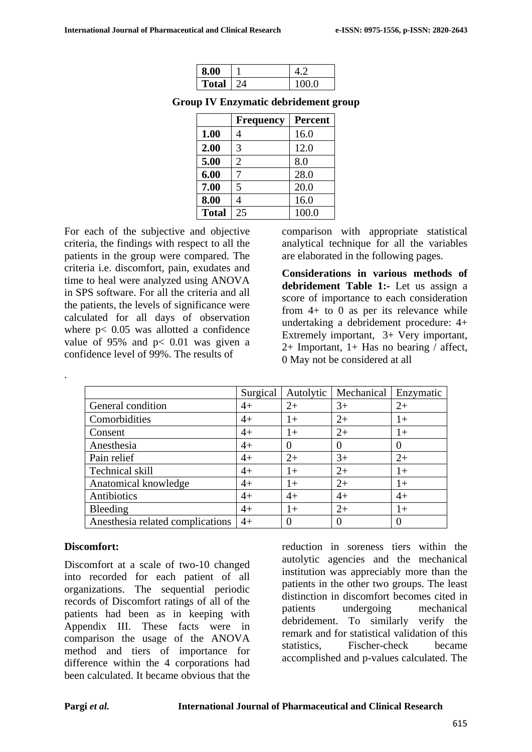| | | |
|---|---|---|
| **8.00** | 1 | 4.2 |
| **Total** | 24 | 100.0 |

**Group IV Enzymatic debridement group**

| | Frequency | Percent |
|---|---|---|
| **1.00** | 4 | 16.0 |
| **2.00** | 3 | 12.0 |
| **5.00** | 2 | 8.0 |
| **6.00** | 7 | 28.0 |
| **7.00** | 5 | 20.0 |
| **8.00** | 4 | 16.0 |
| **Total** | 25 | 100.0 |

For each of the subjective and objective criteria, the findings with respect to all the patients in the group were compared. The criteria i.e. discomfort, pain, exudates and time to heal were analyzed using ANOVA in SPS software. For all the criteria and all the patients, the levels of significance were calculated for all days of observation where $p< 0.05$ was allotted a confidence value of 95% and $p< 0.01$ was given a confidence level of 99%. The results of comparison with appropriate statistical analytical technique for all the variables are elaborated in the following pages.

**Considerations in various methods of debridement Table 1:-** Let us assign a score of importance to each consideration from 4+ to 0 as per its relevance while undertaking a debridement procedure: 4+ Extremely important, 3+ Very important, 2+ Important, 1+ Has no bearing / affect, 0 May not be considered at all

.

| | Surgical | Autolytic | Mechanical | Enzymatic |
|---|---|---|---|---|
| General condition | 4+ | 2+ | 3+ | 2+ |
| Comorbidities | 4+ | 1+ | 2+ | 1+ |
| Consent | 4+ | 1+ | 2+ | 1+ |
| Anesthesia | 4+ | 0 | 0 | 0 |
| Pain relief | 4+ | 2+ | 3+ | 2+ |
| Technical skill | 4+ | 1+ | 2+ | 1+ |
| Anatomical knowledge | 4+ | 1+ | 2+ | 1+ |
| Antibiotics | 4+ | 4+ | 4+ | 4+ |
| Bleeding | 4+ | 1+ | 2+ | 1+ |
| Anesthesia related complications | 4+ | 0 | 0 | 0 |

**Discomfort:**

Discomfort at a scale of two-10 changed into recorded for each patient of all organizations. The sequential periodic records of Discomfort ratings of all of the patients had been as in keeping with Appendix III. These facts were in comparison the usage of the ANOVA method and tiers of importance for difference within the 4 corporations had been calculated. It became obvious that the reduction in soreness tiers within the autolytic agencies and the mechanical institution was appreciably more than the patients in the other two groups. The least distinction in discomfort becomes cited in patients undergoing mechanical debridement. To similarly verify the remark and for statistical validation of this statistics, Fischer-check became accomplished and p-values calculated. The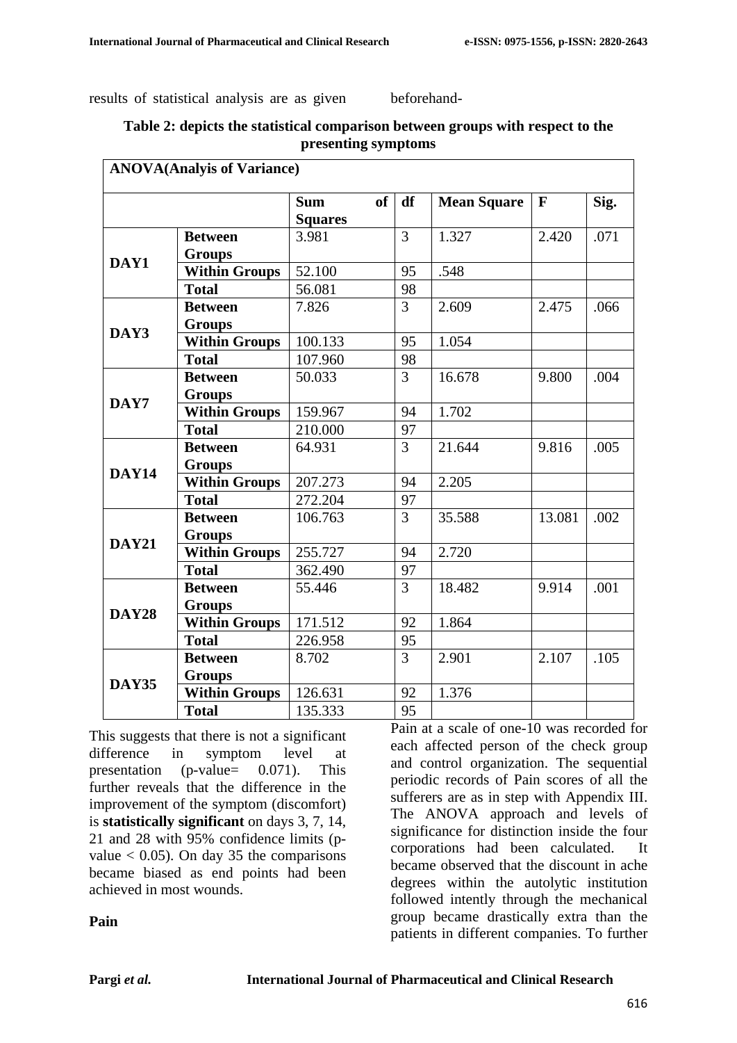results of statistical analysis are as given beforehand-

**Table 2: depicts the statistical comparison between groups with respect to the presenting symptoms**

| ANOVA(Analyis of Variance) | | | | | | |
|---|---|---|---|---|---|---|
| | | **Sum of Squares** | **df** | **Mean Square** | **F** | **Sig.** |
| **DAY1** | **Between Groups** | 3.981 | 3 | 1.327 | 2.420 | .071 |
| | **Within Groups** | 52.100 | 95 | .548 | | |
| | **Total** | 56.081 | 98 | | | |
| **DAY3** | **Between Groups** | 7.826 | 3 | 2.609 | 2.475 | .066 |
| | **Within Groups** | 100.133 | 95 | 1.054 | | |
| | **Total** | 107.960 | 98 | | | |
| **DAY7** | **Between Groups** | 50.033 | 3 | 16.678 | 9.800 | .004 |
| | **Within Groups** | 159.967 | 94 | 1.702 | | |
| | **Total** | 210.000 | 97 | | | |
| **DAY14** | **Between Groups** | 64.931 | 3 | 21.644 | 9.816 | .005 |
| | **Within Groups** | 207.273 | 94 | 2.205 | | |
| | **Total** | 272.204 | 97 | | | |
| **DAY21** | **Between Groups** | 106.763 | 3 | 35.588 | 13.081 | .002 |
| | **Within Groups** | 255.727 | 94 | 2.720 | | |
| | **Total** | 362.490 | 97 | | | |
| **DAY28** | **Between Groups** | 55.446 | 3 | 18.482 | 9.914 | .001 |
| | **Within Groups** | 171.512 | 92 | 1.864 | | |
| | **Total** | 226.958 | 95 | | | |
| **DAY35** | **Between Groups** | 8.702 | 3 | 2.901 | 2.107 | .105 |
| | **Within Groups** | 126.631 | 92 | 1.376 | | |
| | **Total** | 135.333 | 95 | | | |

This suggests that there is not a significant difference in symptom level at presentation (p-value= 0.071). This further reveals that the difference in the improvement of the symptom (discomfort) is **statistically significant** on days 3, 7, 14, 21 and 28 with 95% confidence limits (p-value $< 0.05$). On day 35 the comparisons became biased as end points had been achieved in most wounds.

**Pain**

Pain at a scale of one-10 was recorded for each affected person of the check group and control organization. The sequential periodic records of Pain scores of all the sufferers are as in step with Appendix III. The ANOVA approach and levels of significance for distinction inside the four corporations had been calculated. It became observed that the discount in ache degrees within the autolytic institution followed intently through the mechanical group became drastically extra than the patients in different companies. To further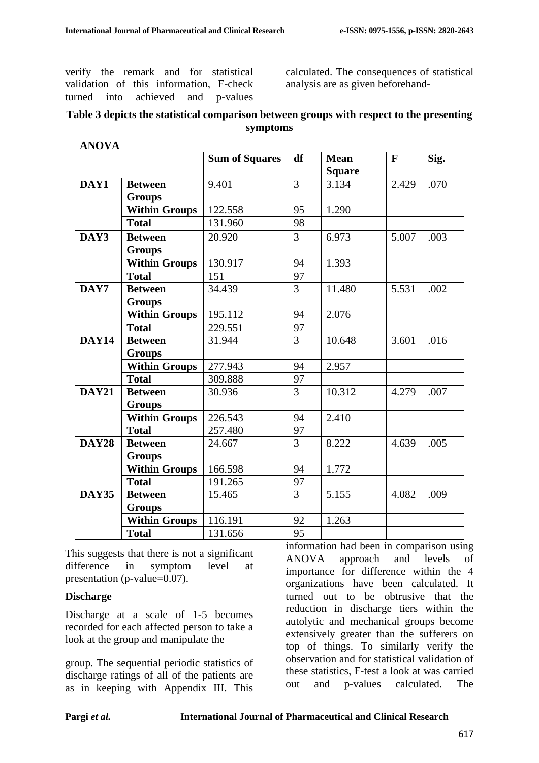verify the remark and for statistical validation of this information, F-check turned into achieved and p-values calculated. The consequences of statistical analysis are as given beforehand-

**Table 3 depicts the statistical comparison between groups with respect to the presenting symptoms**

| ANOVA | | | | | | |
|---|---|---|---|---|---|---|
| | | **Sum of Squares** | **df** | **Mean Square** | **F** | **Sig.** |
| **DAY1** | **Between Groups** | 9.401 | 3 | 3.134 | 2.429 | .070 |
| | **Within Groups** | 122.558 | 95 | 1.290 | | |
| | **Total** | 131.960 | 98 | | | |
| **DAY3** | **Between Groups** | 20.920 | 3 | 6.973 | 5.007 | .003 |
| | **Within Groups** | 130.917 | 94 | 1.393 | | |
| | **Total** | 151 | 97 | | | |
| **DAY7** | **Between Groups** | 34.439 | 3 | 11.480 | 5.531 | .002 |
| | **Within Groups** | 195.112 | 94 | 2.076 | | |
| | **Total** | 229.551 | 97 | | | |
| **DAY14** | **Between Groups** | 31.944 | 3 | 10.648 | 3.601 | .016 |
| | **Within Groups** | 277.943 | 94 | 2.957 | | |
| | **Total** | 309.888 | 97 | | | |
| **DAY21** | **Between Groups** | 30.936 | 3 | 10.312 | 4.279 | .007 |
| | **Within Groups** | 226.543 | 94 | 2.410 | | |
| | **Total** | 257.480 | 97 | | | |
| **DAY28** | **Between Groups** | 24.667 | 3 | 8.222 | 4.639 | .005 |
| | **Within Groups** | 166.598 | 94 | 1.772 | | |
| | **Total** | 191.265 | 97 | | | |
| **DAY35** | **Between Groups** | 15.465 | 3 | 5.155 | 4.082 | .009 |
| | **Within Groups** | 116.191 | 92 | 1.263 | | |
| | **Total** | 131.656 | 95 | | | |

This suggests that there is not a significant difference in symptom level at presentation (p-value=0.07).

**Discharge**

Discharge at a scale of 1-5 becomes recorded for each affected person to take a look at the group and manipulate the

group. The sequential periodic statistics of discharge ratings of all of the patients are as in keeping with Appendix III. This information had been in comparison using ANOVA approach and levels of importance for difference within the 4 organizations have been calculated. It turned out to be obtrusive that the reduction in discharge tiers within the autolytic and mechanical groups become extensively greater than the sufferers on top of things. To similarly verify the observation and for statistical validation of these statistics, F-test a look at was carried out and p-values calculated. The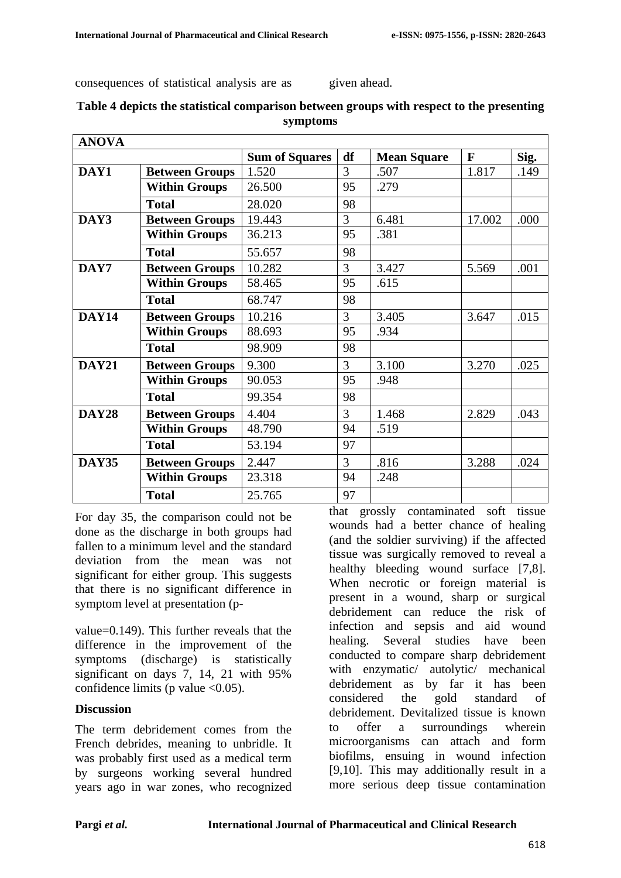consequences of statistical analysis are as given ahead.

**Table 4 depicts the statistical comparison between groups with respect to the presenting symptoms**

| ANOVA | | | | | | |
|---|---|---|---|---|---|---|
| | | **Sum of Squares** | **df** | **Mean Square** | **F** | **Sig.** |
| **DAY1** | **Between Groups** | 1.520 | 3 | .507 | 1.817 | .149 |
| | **Within Groups** | 26.500 | 95 | .279 | | |
| | **Total** | 28.020 | 98 | | | |
| **DAY3** | **Between Groups** | 19.443 | 3 | 6.481 | 17.002 | .000 |
| | **Within Groups** | 36.213 | 95 | .381 | | |
| | **Total** | 55.657 | 98 | | | |
| **DAY7** | **Between Groups** | 10.282 | 3 | 3.427 | 5.569 | .001 |
| | **Within Groups** | 58.465 | 95 | .615 | | |
| | **Total** | 68.747 | 98 | | | |
| **DAY14** | **Between Groups** | 10.216 | 3 | 3.405 | 3.647 | .015 |
| | **Within Groups** | 88.693 | 95 | .934 | | |
| | **Total** | 98.909 | 98 | | | |
| **DAY21** | **Between Groups** | 9.300 | 3 | 3.100 | 3.270 | .025 |
| | **Within Groups** | 90.053 | 95 | .948 | | |
| | **Total** | 99.354 | 98 | | | |
| **DAY28** | **Between Groups** | 4.404 | 3 | 1.468 | 2.829 | .043 |
| | **Within Groups** | 48.790 | 94 | .519 | | |
| | **Total** | 53.194 | 97 | | | |
| **DAY35** | **Between Groups** | 2.447 | 3 | .816 | 3.288 | .024 |
| | **Within Groups** | 23.318 | 94 | .248 | | |
| | **Total** | 25.765 | 97 | | | |

For day 35, the comparison could not be done as the discharge in both groups had fallen to a minimum level and the standard deviation from the mean was not significant for either group. This suggests that there is no significant difference in symptom level at presentation (p-value=0.149). This further reveals that the difference in the improvement of the symptoms (discharge) is statistically significant on days 7, 14, 21 with 95% confidence limits (p value <0.05).

## Discussion

The term debridement comes from the French debrides, meaning to unbridle. It was probably first used as a medical term by surgeons working several hundred years ago in war zones, who recognized that grossly contaminated soft tissue wounds had a better chance of healing (and the soldier surviving) if the affected tissue was surgically removed to reveal a healthy bleeding wound surface [7,8]. When necrotic or foreign material is present in a wound, sharp or surgical debridement can reduce the risk of infection and sepsis and aid wound healing. Several studies have been conducted to compare sharp debridement with enzymatic/ autolytic/ mechanical debridement as by far it has been considered the gold standard of debridement. Devitalized tissue is known to offer a surroundings wherein microorganisms can attach and form biofilms, ensuing in wound infection [9,10]. This may additionally result in a more serious deep tissue contamination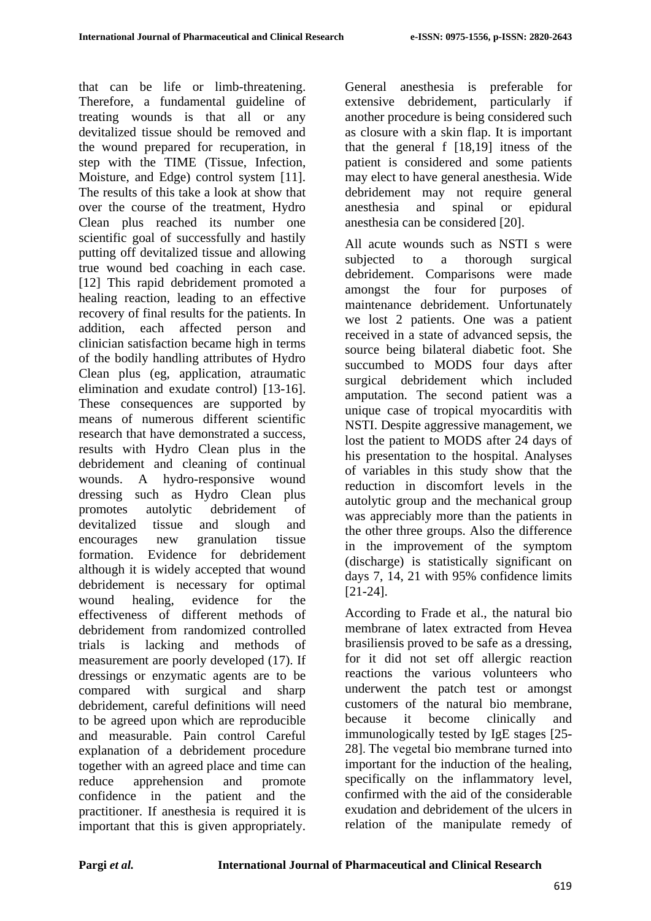that can be life or limb-threatening. Therefore, a fundamental guideline of treating wounds is that all or any devitalized tissue should be removed and the wound prepared for recuperation, in step with the TIME (Tissue, Infection, Moisture, and Edge) control system [11]. The results of this take a look at show that over the course of the treatment, Hydro Clean plus reached its number one scientific goal of successfully and hastily putting off devitalized tissue and allowing true wound bed coaching in each case. [12] This rapid debridement promoted a healing reaction, leading to an effective recovery of final results for the patients. In addition, each affected person and clinician satisfaction became high in terms of the bodily handling attributes of Hydro Clean plus (eg, application, atraumatic elimination and exudate control) [13-16]. These consequences are supported by means of numerous different scientific research that have demonstrated a success, results with Hydro Clean plus in the debridement and cleaning of continual wounds. A hydro-responsive wound dressing such as Hydro Clean plus promotes autolytic debridement of devitalized tissue and slough and encourages new granulation tissue formation. Evidence for debridement although it is widely accepted that wound debridement is necessary for optimal wound healing, evidence for the effectiveness of different methods of debridement from randomized controlled trials is lacking and methods of measurement are poorly developed (17). If dressings or enzymatic agents are to be compared with surgical and sharp debridement, careful definitions will need to be agreed upon which are reproducible and measurable. Pain control Careful explanation of a debridement procedure together with an agreed place and time can reduce apprehension and promote confidence in the patient and the practitioner. If anesthesia is required it is important that this is given appropriately. General anesthesia is preferable for extensive debridement, particularly if another procedure is being considered such as closure with a skin flap. It is important that the general f [18,19] itness of the patient is considered and some patients may elect to have general anesthesia. Wide debridement may not require general anesthesia and spinal or epidural anesthesia can be considered [20].

All acute wounds such as NSTI s were subjected to a thorough surgical debridement. Comparisons were made amongst the four for purposes of maintenance debridement. Unfortunately we lost 2 patients. One was a patient received in a state of advanced sepsis, the source being bilateral diabetic foot. She succumbed to MODS four days after surgical debridement which included amputation. The second patient was a unique case of tropical myocarditis with NSTI. Despite aggressive management, we lost the patient to MODS after 24 days of his presentation to the hospital. Analyses of variables in this study show that the reduction in discomfort levels in the autolytic group and the mechanical group was appreciably more than the patients in the other three groups. Also the difference in the improvement of the symptom (discharge) is statistically significant on days 7, 14, 21 with 95% confidence limits [21-24].

According to Frade et al., the natural bio membrane of latex extracted from Hevea brasiliensis proved to be safe as a dressing, for it did not set off allergic reaction reactions the various volunteers who underwent the patch test or amongst customers of the natural bio membrane, because it become clinically and immunologically tested by IgE stages [25-28]. The vegetal bio membrane turned into important for the induction of the healing, specifically on the inflammatory level, confirmed with the aid of the considerable exudation and debridement of the ulcers in relation of the manipulate remedy of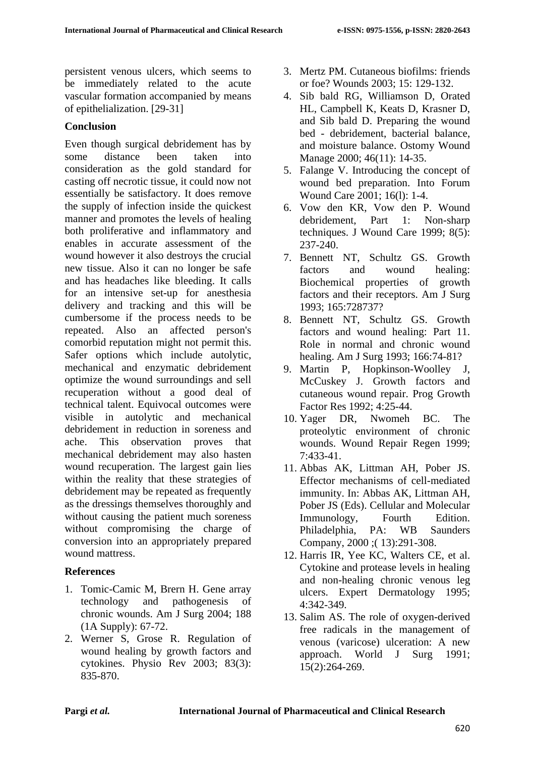persistent venous ulcers, which seems to be immediately related to the acute vascular formation accompanied by means of epithelialization. [29-31]

## Conclusion

Even though surgical debridement has by some distance been taken into consideration as the gold standard for casting off necrotic tissue, it could now not essentially be satisfactory. It does remove the supply of infection inside the quickest manner and promotes the levels of healing both proliferative and inflammatory and enables in accurate assessment of the wound however it also destroys the crucial new tissue. Also it can no longer be safe and has headaches like bleeding. It calls for an intensive set-up for anesthesia delivery and tracking and this will be cumbersome if the process needs to be repeated. Also an affected person's comorbid reputation might not permit this. Safer options which include autolytic, mechanical and enzymatic debridement optimize the wound surroundings and sell recuperation without a good deal of technical talent. Equivocal outcomes were visible in autolytic and mechanical debridement in reduction in soreness and ache. This observation proves that mechanical debridement may also hasten wound recuperation. The largest gain lies within the reality that these strategies of debridement may be repeated as frequently as the dressings themselves thoroughly and without causing the patient much soreness without compromising the charge of conversion into an appropriately prepared wound mattress.

## References

1. Tomic-Camic M, Brern H. Gene array technology and pathogenesis of chronic wounds. Am J Surg 2004; 188 (1A Supply): 67-72.
2. Werner S, Grose R. Regulation of wound healing by growth factors and cytokines. Physio Rev 2003; 83(3): 835-870.
3. Mertz PM. Cutaneous biofilms: friends or foe? Wounds 2003; 15: 129-132.
4. Sib bald RG, Williamson D, Orated HL, Campbell K, Keats D, Krasner D, and Sib bald D. Preparing the wound bed - debridement, bacterial balance, and moisture balance. Ostomy Wound Manage 2000; 46(11): 14-35.
5. Falange V. Introducing the concept of wound bed preparation. Into Forum Wound Care 2001; 16(l): 1-4.
6. Vow den KR, Vow den P. Wound debridement, Part 1: Non-sharp techniques. J Wound Care 1999; 8(5): 237-240.
7. Bennett NT, Schultz GS. Growth factors and wound healing: Biochemical properties of growth factors and their receptors. Am J Surg 1993; 165:728737?
8. Bennett NT, Schultz GS. Growth factors and wound healing: Part 11. Role in normal and chronic wound healing. Am J Surg 1993; 166:74-81?
9. Martin P, Hopkinson-Woolley J, McCuskey J. Growth factors and cutaneous wound repair. Prog Growth Factor Res 1992; 4:25-44.
10. Yager DR, Nwomeh BC. The proteolytic environment of chronic wounds. Wound Repair Regen 1999; 7:433-41.
11. Abbas AK, Littman AH, Pober JS. Effector mechanisms of cell-mediated immunity. In: Abbas AK, Littman AH, Pober JS (Eds). Cellular and Molecular Immunology, Fourth Edition. Philadelphia, PA: WB Saunders Company, 2000 ;( 13):291-308.
12. Harris IR, Yee KC, Walters CE, et al. Cytokine and protease levels in healing and non-healing chronic venous leg ulcers. Expert Dermatology 1995; 4:342-349.
13. Salim AS. The role of oxygen-derived free radicals in the management of venous (varicose) ulceration: A new approach. World J Surg 1991; 15(2):264-269.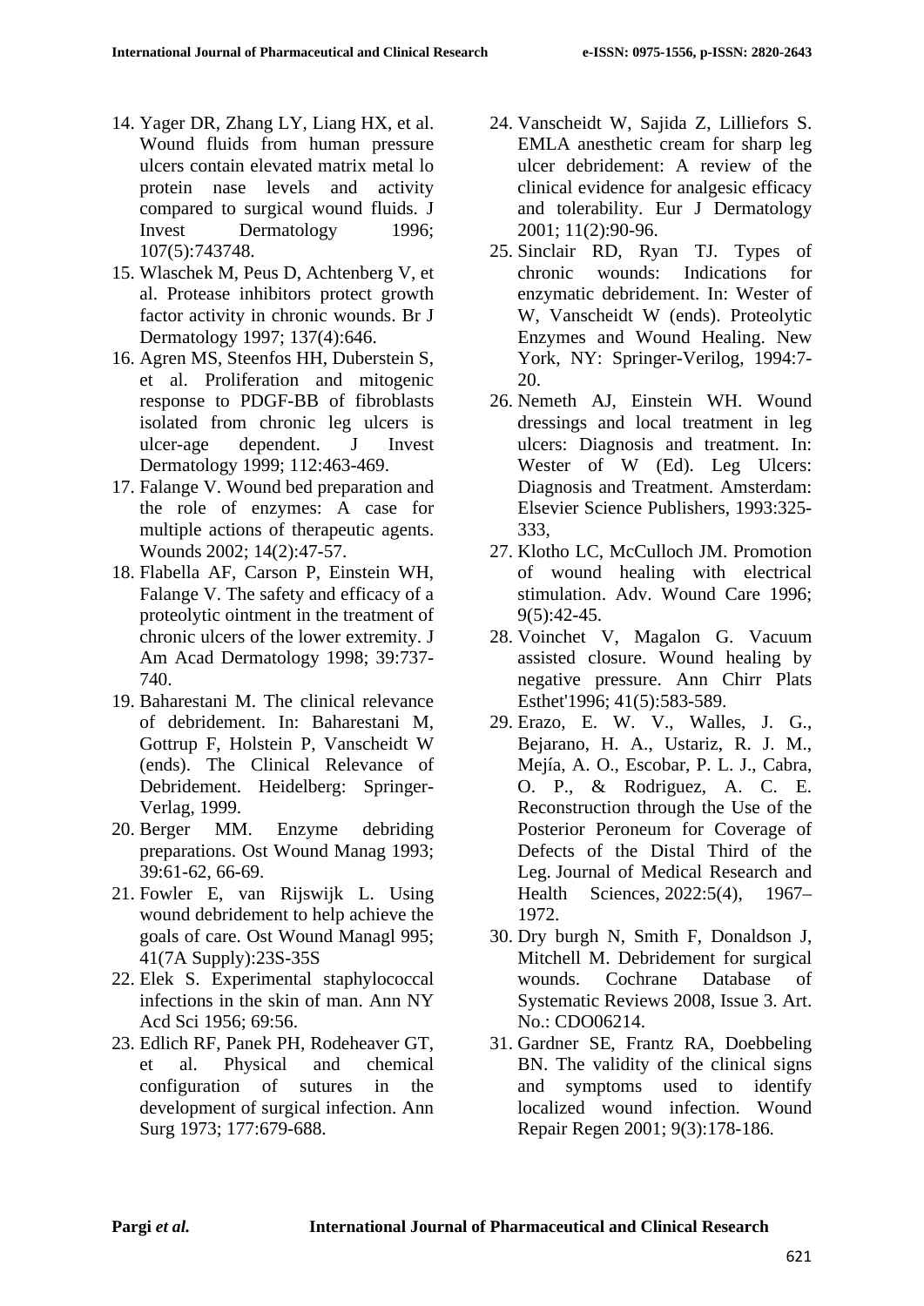14. Yager DR, Zhang LY, Liang HX, et al. Wound fluids from human pressure ulcers contain elevated matrix metal lo protein nase levels and activity compared to surgical wound fluids. J Invest Dermatology 1996; 107(5):743748.
15. Wlaschek M, Peus D, Achtenberg V, et al. Protease inhibitors protect growth factor activity in chronic wounds. Br J Dermatology 1997; 137(4):646.
16. Agren MS, Steenfos HH, Duberstein S, et al. Proliferation and mitogenic response to PDGF-BB of fibroblasts isolated from chronic leg ulcers is ulcer-age dependent. J Invest Dermatology 1999; 112:463-469.
17. Falange V. Wound bed preparation and the role of enzymes: A case for multiple actions of therapeutic agents. Wounds 2002; 14(2):47-57.
18. Flabella AF, Carson P, Einstein WH, Falange V. The safety and efficacy of a proteolytic ointment in the treatment of chronic ulcers of the lower extremity. J Am Acad Dermatology 1998; 39:737-740.
19. Baharestani M. The clinical relevance of debridement. In: Baharestani M, Gottrup F, Holstein P, Vanscheidt W (ends). The Clinical Relevance of Debridement. Heidelberg: Springer-Verlag, 1999.
20. Berger MM. Enzyme debriding preparations. Ost Wound Manag 1993; 39:61-62, 66-69.
21. Fowler E, van Rijswijk L. Using wound debridement to help achieve the goals of care. Ost Wound Managl 995; 41(7A Supply):23S-35S
22. Elek S. Experimental staphylococcal infections in the skin of man. Ann NY Acd Sci 1956; 69:56.
23. Edlich RF, Panek PH, Rodeheaver GT, et al. Physical and chemical configuration of sutures in the development of surgical infection. Ann Surg 1973; 177:679-688.
24. Vanscheidt W, Sajida Z, Lilliefors S. EMLA anesthetic cream for sharp leg ulcer debridement: A review of the clinical evidence for analgesic efficacy and tolerability. Eur J Dermatology 2001; 11(2):90-96.
25. Sinclair RD, Ryan TJ. Types of chronic wounds: Indications for enzymatic debridement. In: Wester of W, Vanscheidt W (ends). Proteolytic Enzymes and Wound Healing. New York, NY: Springer-Verilog, 1994:7-20.
26. Nemeth AJ, Einstein WH. Wound dressings and local treatment in leg ulcers: Diagnosis and treatment. In: Wester of W (Ed). Leg Ulcers: Diagnosis and Treatment. Amsterdam: Elsevier Science Publishers, 1993:325-333,
27. Klotho LC, McCulloch JM. Promotion of wound healing with electrical stimulation. Adv. Wound Care 1996; 9(5):42-45.
28. Voinchet V, Magalon G. Vacuum assisted closure. Wound healing by negative pressure. Ann Chirr Plats Esthet'1996; 41(5):583-589.
29. Erazo, E. W. V., Walles, J. G., Bejarano, H. A., Ustariz, R. J. M., Mejía, A. O., Escobar, P. L. J., Cabra, O. P., & Rodriguez, A. C. E. Reconstruction through the Use of the Posterior Peroneum for Coverage of Defects of the Distal Third of the Leg. Journal of Medical Research and Health Sciences, 2022:5(4), 1967–1972.
30. Dry burgh N, Smith F, Donaldson J, Mitchell M. Debridement for surgical wounds. Cochrane Database of Systematic Reviews 2008, Issue 3. Art. No.: CDO06214.
31. Gardner SE, Frantz RA, Doebbeling BN. The validity of the clinical signs and symptoms used to identify localized wound infection. Wound Repair Regen 2001; 9(3):178-186.